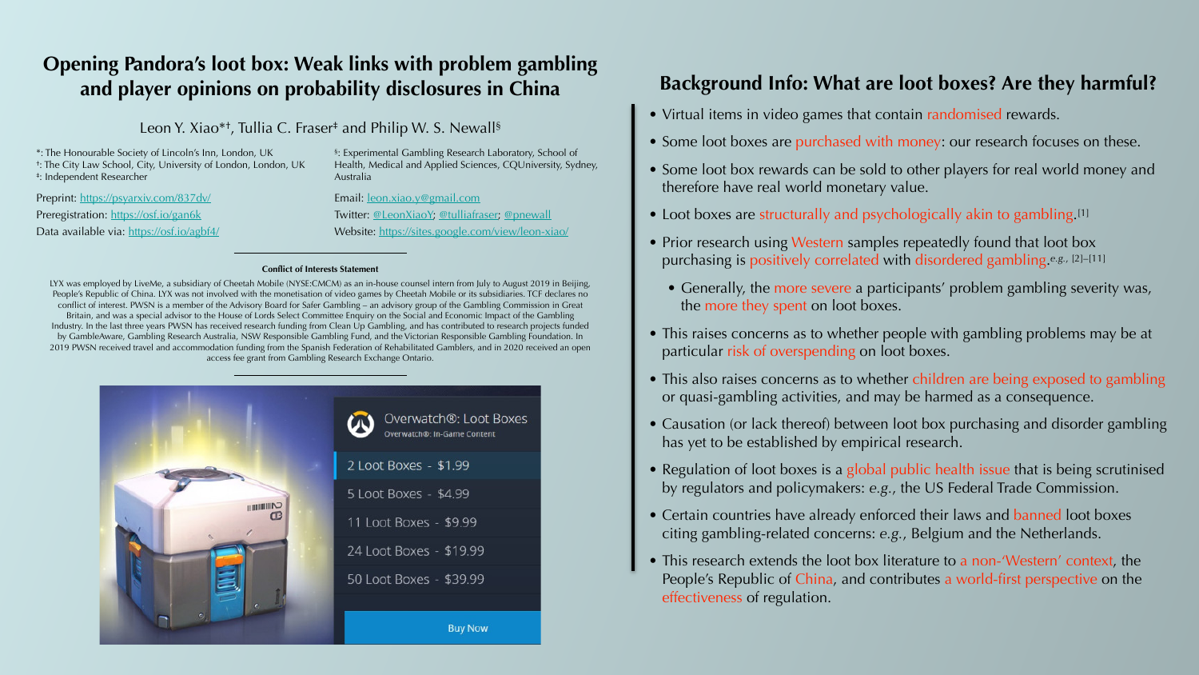# Opening Pandora's loot box: Weak links with problem gambling and player opinions on probability disclosures in China

Leon Y. Xiao*†, Tullia C. Fraser‡ and Philip W. S. Newall§

*: The Honourable Society of Lincoln's Inn, London, UK
†: The City Law School, City, University of London, London, UK
‡: Independent Researcher

§: Experimental Gambling Research Laboratory, School of Health, Medical and Applied Sciences, CQUniversity, Sydney, Australia

Preprint: https://psyarxiv.com/837dv/
Preregistration: https://osf.io/gan6k
Data available via: https://osf.io/agbf4/

Email: leon.xiao.y@gmail.com
Twitter: @LeonXiaoY; @tulliafraser; @pnewall
Website: https://sites.google.com/view/leon-xiao/

**Conflict of Interests Statement**

LYX was employed by LiveMe, a subsidiary of Cheetah Mobile (NYSE:CMCM) as an in-house counsel intern from July to August 2019 in Beijing, People's Republic of China. LYX was not involved with the monetisation of video games by Cheetah Mobile or its subsidiaries. TCF declares no conflict of interest. PWSN is a member of the Advisory Board for Safer Gambling – an advisory group of the Gambling Commission in Great Britain, and was a special advisor to the House of Lords Select Committee Enquiry on the Social and Economic Impact of the Gambling Industry. In the last three years PWSN has received research funding from Clean Up Gambling, and has contributed to research projects funded by GambleAware, Gambling Research Australia, NSW Responsible Gambling Fund, and the Victorian Responsible Gambling Foundation. In 2019 PWSN received travel and accommodation funding from the Spanish Federation of Rehabilitated Gamblers, and in 2020 received an open access fee grant from Gambling Research Exchange Ontario.

## Background Info: What are loot boxes? Are they harmful?

- Virtual items in video games that contain randomised rewards.
- Some loot boxes are purchased with money: our research focuses on these.
- Some loot box rewards can be sold to other players for real world money and therefore have real world monetary value.
- Loot boxes are structurally and psychologically akin to gambling.[1]
- Prior research using Western samples repeatedly found that loot box purchasing is positively correlated with disordered gambling.[e.g., 2–11]
  - Generally, the more severe a participants' problem gambling severity was, the more they spent on loot boxes.
- This raises concerns as to whether people with gambling problems may be at particular risk of overspending on loot boxes.
- This also raises concerns as to whether children are being exposed to gambling or quasi-gambling activities, and may be harmed as a consequence.
- Causation (or lack thereof) between loot box purchasing and disorder gambling has yet to be established by empirical research.
- Regulation of loot boxes is a global public health issue that is being scrutinised by regulators and policymakers: *e.g.*, the US Federal Trade Commission.
- Certain countries have already enforced their laws and banned loot boxes citing gambling-related concerns: *e.g.*, Belgium and the Netherlands.
- This research extends the loot box literature to a non-'Western' context, the People's Republic of China, and contributes a world-first perspective on the effectiveness of regulation.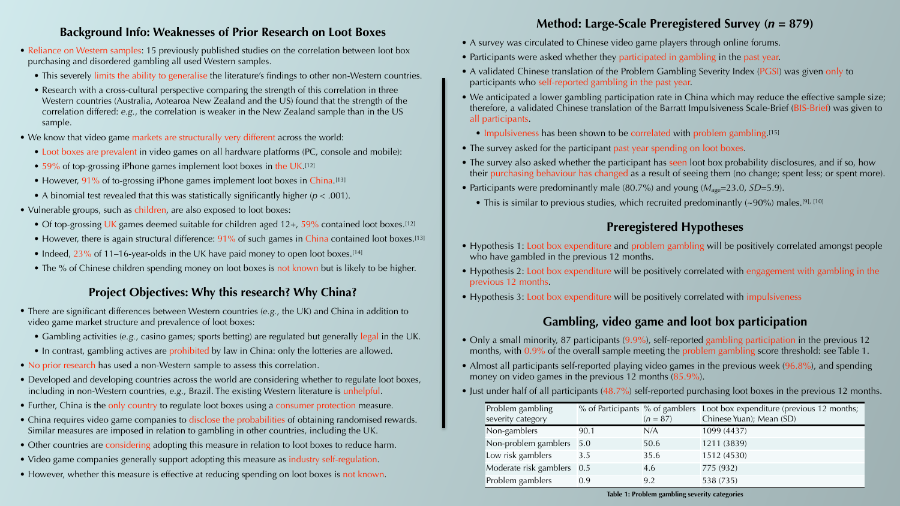## Background Info: Weaknesses of Prior Research on Loot Boxes

- Reliance on Western samples: 15 previously published studies on the correlation between loot box purchasing and disordered gambling all used Western samples.
  - This severely limits the ability to generalise the literature's findings to other non-Western countries.
  - Research with a cross-cultural perspective comparing the strength of this correlation in three Western countries (Australia, Aotearoa New Zealand and the US) found that the strength of the correlation differed: *e.g.*, the correlation is weaker in the New Zealand sample than in the US sample.
- We know that video game markets are structurally very different across the world:
  - Loot boxes are prevalent in video games on all hardware platforms (PC, console and mobile):
  - 59% of top-grossing iPhone games implement loot boxes in the UK.[12]
  - However, 91% of to-grossing iPhone games implement loot boxes in China.[13]
  - A binomial test revealed that this was statistically significantly higher ($p < .001$).
- Vulnerable groups, such as children, are also exposed to loot boxes:
  - Of top-grossing UK games deemed suitable for children aged 12+, 59% contained loot boxes.[12]
  - However, there is again structural difference: 91% of such games in China contained loot boxes.[13]
  - Indeed, 23% of 11–16-year-olds in the UK have paid money to open loot boxes.[14]
  - The % of Chinese children spending money on loot boxes is not known but is likely to be higher.

## Project Objectives: Why this research? Why China?

- There are significant differences between Western countries (*e.g.*, the UK) and China in addition to video game market structure and prevalence of loot boxes:
  - Gambling activities (*e.g.*, casino games; sports betting) are regulated but generally legal in the UK.
  - In contrast, gambling actives are prohibited by law in China: only the lotteries are allowed.
- No prior research has used a non-Western sample to assess this correlation.
- Developed and developing countries across the world are considering whether to regulate loot boxes, including in non-Western countries, *e.g.*, Brazil. The existing Western literature is unhelpful.
- Further, China is the only country to regulate loot boxes using a consumer protection measure.
- China requires video game companies to disclose the probabilities of obtaining randomised rewards. Similar measures are imposed in relation to gambling in other countries, including the UK.
- Other countries are considering adopting this measure in relation to loot boxes to reduce harm.
- Video game companies generally support adopting this measure as industry self-regulation.
- However, whether this measure is effective at reducing spending on loot boxes is not known.

## Method: Large-Scale Preregistered Survey (*n* = 879)

- A survey was circulated to Chinese video game players through online forums.
- Participants were asked whether they participated in gambling in the past year.
- A validated Chinese translation of the Problem Gambling Severity Index (PGSI) was given only to participants who self-reported gambling in the past year.
- We anticipated a lower gambling participation rate in China which may reduce the effective sample size; therefore, a validated Chinese translation of the Barratt Impulsiveness Scale-Brief (BIS-Brief) was given to all participants.
  - Impulsiveness has been shown to be correlated with problem gambling.[15]
- The survey asked for the participant past year spending on loot boxes.
- The survey also asked whether the participant has seen loot box probability disclosures, and if so, how their purchasing behaviour has changed as a result of seeing them (no change; spent less; or spent more).
- Participants were predominantly male (80.7%) and young ($M_{age}$=23.0, $SD$=5.9).
  - This is similar to previous studies, which recruited predominantly (~90%) males.[9], [10]

## Preregistered Hypotheses

- Hypothesis 1: Loot box expenditure and problem gambling will be positively correlated amongst people who have gambled in the previous 12 months.
- Hypothesis 2: Loot box expenditure will be positively correlated with engagement with gambling in the previous 12 months.
- Hypothesis 3: Loot box expenditure will be positively correlated with impulsiveness

## Gambling, video game and loot box participation

- Only a small minority, 87 participants (9.9%), self-reported gambling participation in the previous 12 months, with 0.9% of the overall sample meeting the problem gambling score threshold: see Table 1.
- Almost all participants self-reported playing video games in the previous week (96.8%), and spending money on video games in the previous 12 months (85.9%).
- Just under half of all participants (48.7%) self-reported purchasing loot boxes in the previous 12 months.

| Problem gambling severity category | % of Participants | % of gamblers ($n$ = 87) | Loot box expenditure (previous 12 months; Chinese Yuan); Mean (SD) |
|---|---|---|---|
| Non-gamblers | 90.1 | N/A | 1099 (4437) |
| Non-problem gamblers | 5.0 | 50.6 | 1211 (3839) |
| Low risk gamblers | 3.5 | 35.6 | 1512 (4530) |
| Moderate risk gamblers | 0.5 | 4.6 | 775 (932) |
| Problem gamblers | 0.9 | 9.2 | 538 (735) |

**Table 1: Problem gambling severity categories**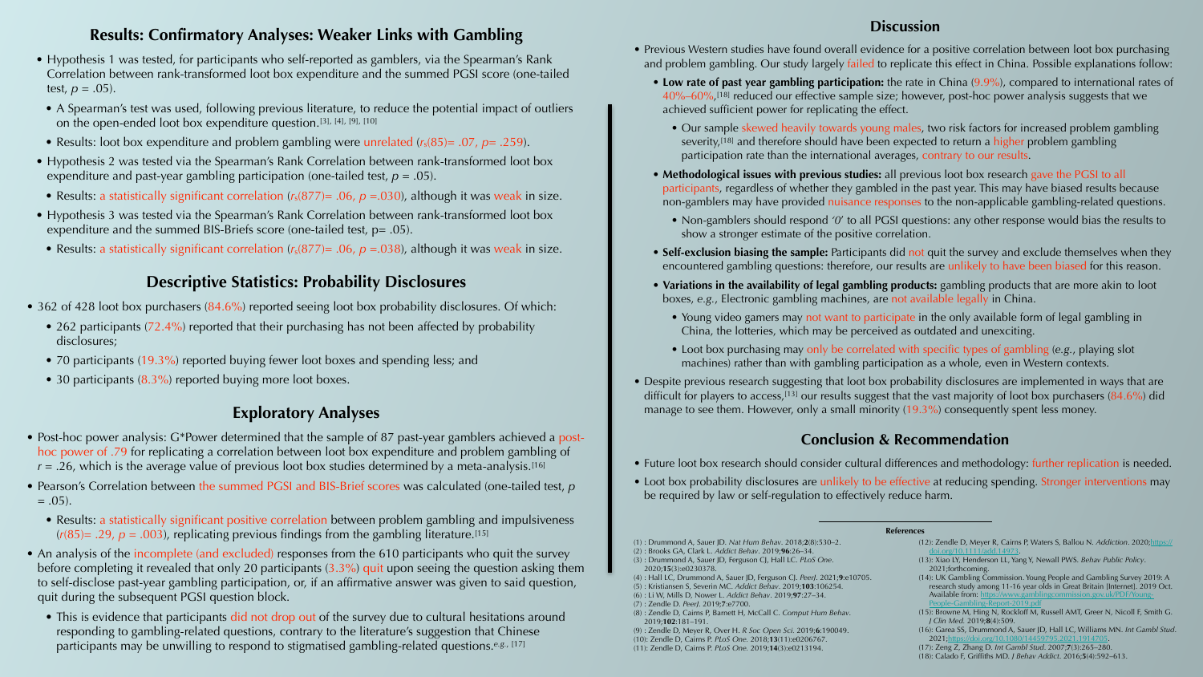## Results: Confirmatory Analyses: Weaker Links with Gambling

- Hypothesis 1 was tested, for participants who self-reported as gamblers, via the Spearman's Rank Correlation between rank-transformed loot box expenditure and the summed PGSI score (one-tailed test, $p$ = .05).
  - A Spearman's test was used, following previous literature, to reduce the potential impact of outliers on the open-ended loot box expenditure question.[3], [4], [9], [10]
  - Results: loot box expenditure and problem gambling were unrelated ($r_s(85)$= .07, $p$= .259).
- Hypothesis 2 was tested via the Spearman's Rank Correlation between rank-transformed loot box expenditure and past-year gambling participation (one-tailed test, $p$ = .05).
  - Results: a statistically significant correlation ($r_s(877)$= .06, $p$ =.030), although it was weak in size.
- Hypothesis 3 was tested via the Spearman's Rank Correlation between rank-transformed loot box expenditure and the summed BIS-Briefs score (one-tailed test, p= .05).
  - Results: a statistically significant correlation ($r_s(877)$= .06, $p$ =.038), although it was weak in size.

## Descriptive Statistics: Probability Disclosures

- 362 of 428 loot box purchasers (84.6%) reported seeing loot box probability disclosures. Of which:
  - 262 participants (72.4%) reported that their purchasing has not been affected by probability disclosures;
  - 70 participants (19.3%) reported buying fewer loot boxes and spending less; and
  - 30 participants (8.3%) reported buying more loot boxes.

## Exploratory Analyses

- Post-hoc power analysis: G*Power determined that the sample of 87 past-year gamblers achieved a post-hoc power of .79 for replicating a correlation between loot box expenditure and problem gambling of $r$ = .26, which is the average value of previous loot box studies determined by a meta-analysis.[16]
- Pearson's Correlation between the summed PGSI and BIS-Brief scores was calculated (one-tailed test, $p$ = .05).
  - Results: a statistically significant positive correlation between problem gambling and impulsiveness ($r(85)$= .29, $p$ = .003), replicating previous findings from the gambling literature.[15]
- An analysis of the incomplete (and excluded) responses from the 610 participants who quit the survey before completing it revealed that only 20 participants (3.3%) quit upon seeing the question asking them to self-disclose past-year gambling participation, or, if an affirmative answer was given to said question, quit during the subsequent PGSI question block.
  - This is evidence that participants did not drop out of the survey due to cultural hesitations around responding to gambling-related questions, contrary to the literature's suggestion that Chinese participants may be unwilling to respond to stigmatised gambling-related questions.[e.g., 17]

## Discussion

- Previous Western studies have found overall evidence for a positive correlation between loot box purchasing and problem gambling. Our study largely failed to replicate this effect in China. Possible explanations follow:
  - **Low rate of past year gambling participation:** the rate in China (9.9%), compared to international rates of 40%–60%,[18] reduced our effective sample size; however, post-hoc power analysis suggests that we achieved sufficient power for replicating the effect.
    - Our sample skewed heavily towards young males, two risk factors for increased problem gambling severity,[18] and therefore should have been expected to return a higher problem gambling participation rate than the international averages, contrary to our results.
  - **Methodological issues with previous studies:** all previous loot box research gave the PGSI to all participants, regardless of whether they gambled in the past year. This may have biased results because non-gamblers may have provided nuisance responses to the non-applicable gambling-related questions.
    - Non-gamblers should respond '0' to all PGSI questions: any other response would bias the results to show a stronger estimate of the positive correlation.
  - **Self-exclusion biasing the sample:** Participants did not quit the survey and exclude themselves when they encountered gambling questions: therefore, our results are unlikely to have been biased for this reason.
  - **Variations in the availability of legal gambling products:** gambling products that are more akin to loot boxes, *e.g.*, Electronic gambling machines, are not available legally in China.
    - Young video gamers may not want to participate in the only available form of legal gambling in China, the lotteries, which may be perceived as outdated and unexciting.
    - Loot box purchasing may only be correlated with specific types of gambling (*e.g.*, playing slot machines) rather than with gambling participation as a whole, even in Western contexts.
- Despite previous research suggesting that loot box probability disclosures are implemented in ways that are difficult for players to access,[13] our results suggest that the vast majority of loot box purchasers (84.6%) did manage to see them. However, only a small minority (19.3%) consequently spent less money.

## Conclusion & Recommendation

- Future loot box research should consider cultural differences and methodology: further replication is needed.
- Loot box probability disclosures are unlikely to be effective at reducing spending. Stronger interventions may be required by law or self-regulation to effectively reduce harm.

### References

(1) : Drummond A, Sauer JD. *Nat Hum Behav*. 2018;**2**(8):530–2.
(2) : Brooks GA, Clark L. *Addict Behav*. 2019;**96**:26–34.
(3) : Drummond A, Sauer JD, Ferguson CJ, Hall LC. *PLoS One*. 2020;**15**(3):e0230378.
(4) : Hall LC, Drummond A, Sauer JD, Ferguson CJ. *PeerJ*. 2021;**9**:e10705.
(5) : Kristiansen S, Severin MC. *Addict Behav*. 2019;**103**:106254.
(6) : Li W, Mills D, Nower L. *Addict Behav*. 2019;**97**:27–34.
(7) : Zendle D. *PeerJ*. 2019;**7**:e7700.
(8) : Zendle D, Cairns P, Barnett H, McCall C. *Comput Hum Behav*. 2019;**102**:181–191.
(9) : Zendle D, Meyer R, Over H. *R Soc Open Sci*. 2019;**6**:190049.
(10): Zendle D, Cairns P. *PLoS One*. 2018;**13**(11):e0206767.
(11): Zendle D, Cairns P. *PLoS One*. 2019;**14**(3):e0213194.
(12): Zendle D, Meyer R, Cairns P, Waters S, Ballou N. *Addiction*. 2020;https://doi.org/10.1111/add.14973.
(13): Xiao LY, Henderson LL, Yang Y, Newall PWS. *Behav Public Policy*. 2021;forthcoming.
(14): UK Gambling Commission. Young People and Gambling Survey 2019: A research study among 11-16 year olds in Great Britain [Internet]. 2019 Oct. Available from: https://www.gamblingcommission.gov.uk/PDF/Young-People-Gambling-Report-2019.pdf
(15): Browne M, Hing N, Rockloff M, Russell AMT, Greer N, Nicoll F, Smith G. *J Clin Med*. 2019;**8**(4):509.
(16): Garea SS, Drummond A, Sauer JD, Hall LC, Williams MN. *Int Gambl Stud*. 2021;https://doi.org/10.1080/14459795.2021.1914705.
(17): Zeng Z, Zhang D. *Int Gambl Stud*. 2007;**7**(3):265–280.
(18): Calado F, Griffiths MD. *J Behav Addict*. 2016;**5**(4):592–613.